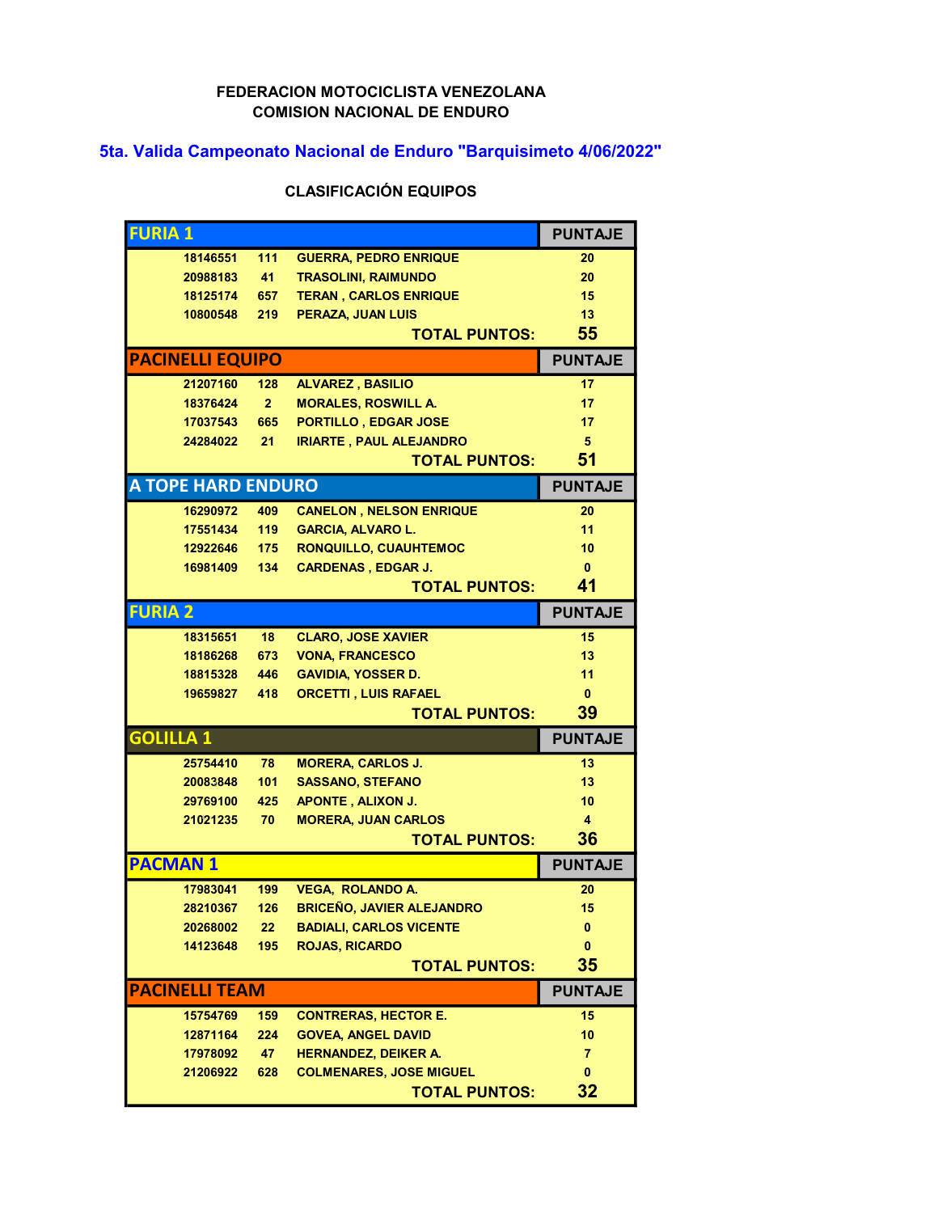**FEDERACION MOTOCICLISTA VENEZOLANA**
**COMISION NACIONAL DE ENDURO**

## 5ta. Valida Campeonato Nacional de Enduro "Barquisimeto 4/06/2022"

### CLASIFICACIÓN EQUIPOS

| FURIA 1 | | | PUNTAJE |
|---|---|---|---|
| 18146551 | 111 | GUERRA, PEDRO ENRIQUE | 20 |
| 20988183 | 41 | TRASOLINI, RAIMUNDO | 20 |
| 18125174 | 657 | TERAN , CARLOS ENRIQUE | 15 |
| 10800548 | 219 | PERAZA, JUAN LUIS | 13 |
| | | **TOTAL PUNTOS:** | **55** |

| PACINELLI EQUIPO | | | PUNTAJE |
|---|---|---|---|
| 21207160 | 128 | ALVAREZ , BASILIO | 17 |
| 18376424 | 2 | MORALES, ROSWILL A. | 17 |
| 17037543 | 665 | PORTILLO , EDGAR JOSE | 17 |
| 24284022 | 21 | IRIARTE , PAUL ALEJANDRO | 5 |
| | | **TOTAL PUNTOS:** | **51** |

| A TOPE HARD ENDURO | | | PUNTAJE |
|---|---|---|---|
| 16290972 | 409 | CANELON , NELSON ENRIQUE | 20 |
| 17551434 | 119 | GARCIA, ALVARO L. | 11 |
| 12922646 | 175 | RONQUILLO, CUAUHTEMOC | 10 |
| 16981409 | 134 | CARDENAS , EDGAR J. | 0 |
| | | **TOTAL PUNTOS:** | **41** |

| FURIA 2 | | | PUNTAJE |
|---|---|---|---|
| 18315651 | 18 | CLARO, JOSE XAVIER | 15 |
| 18186268 | 673 | VONA, FRANCESCO | 13 |
| 18815328 | 446 | GAVIDIA, YOSSER D. | 11 |
| 19659827 | 418 | ORCETTI , LUIS RAFAEL | 0 |
| | | **TOTAL PUNTOS:** | **39** |

| GOLILLA 1 | | | PUNTAJE |
|---|---|---|---|
| 25754410 | 78 | MORERA, CARLOS J. | 13 |
| 20083848 | 101 | SASSANO, STEFANO | 13 |
| 29769100 | 425 | APONTE , ALIXON J. | 10 |
| 21021235 | 70 | MORERA, JUAN CARLOS | 4 |
| | | **TOTAL PUNTOS:** | **36** |

| PACMAN 1 | | | PUNTAJE |
|---|---|---|---|
| 17983041 | 199 | VEGA, ROLANDO A. | 20 |
| 28210367 | 126 | BRICEÑO, JAVIER ALEJANDRO | 15 |
| 20268002 | 22 | BADIALI, CARLOS VICENTE | 0 |
| 14123648 | 195 | ROJAS, RICARDO | 0 |
| | | **TOTAL PUNTOS:** | **35** |

| PACINELLI TEAM | | | PUNTAJE |
|---|---|---|---|
| 15754769 | 159 | CONTRERAS, HECTOR E. | 15 |
| 12871164 | 224 | GOVEA, ANGEL DAVID | 10 |
| 17978092 | 47 | HERNANDEZ, DEIKER A. | 7 |
| 21206922 | 628 | COLMENARES, JOSE MIGUEL | 0 |
| | | **TOTAL PUNTOS:** | **32** |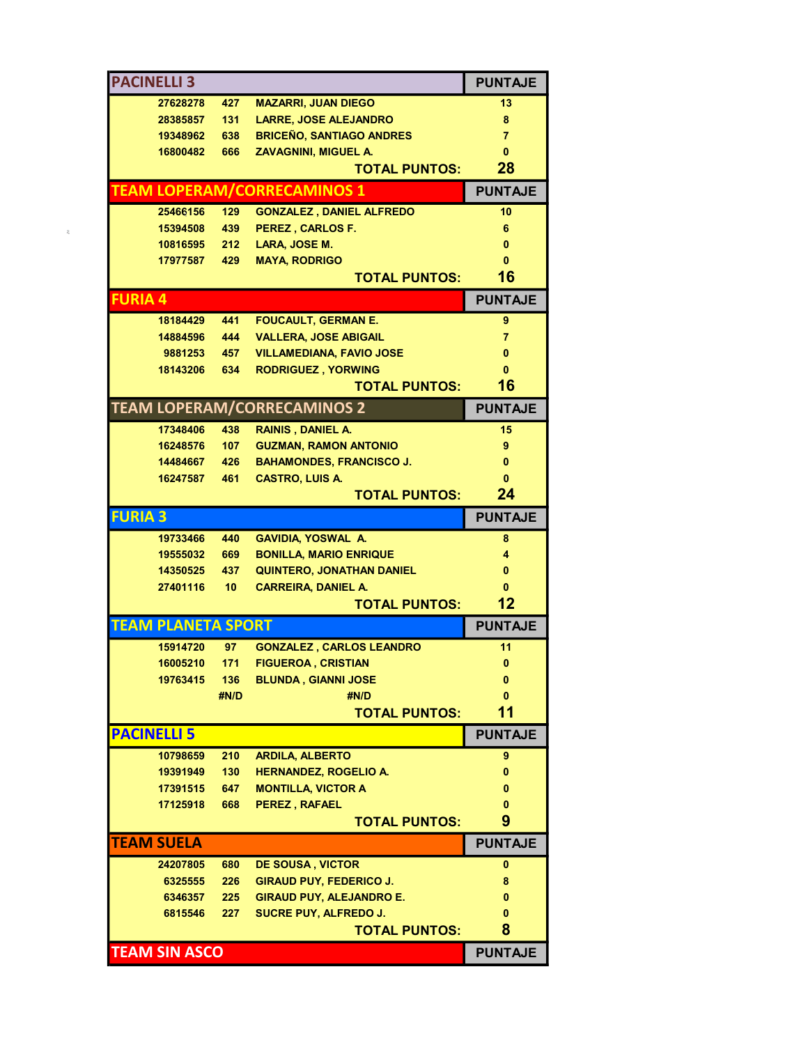| PACINELLI 3 | | | PUNTAJE |
|---|---|---|---|
| 27628278 | 427 | MAZARRI, JUAN DIEGO | 13 |
| 28385857 | 131 | LARRE, JOSE ALEJANDRO | 8 |
| 19348962 | 638 | BRICEÑO, SANTIAGO ANDRES | 7 |
| 16800482 | 666 | ZAVAGNINI, MIGUEL A. | 0 |
| | | TOTAL PUNTOS: | 28 |

| TEAM LOPERAM/CORRECAMINOS 1 | | | PUNTAJE |
|---|---|---|---|
| 25466156 | 129 | GONZALEZ , DANIEL ALFREDO | 10 |
| 15394508 | 439 | PEREZ , CARLOS F. | 6 |
| 10816595 | 212 | LARA, JOSE M. | 0 |
| 17977587 | 429 | MAYA, RODRIGO | 0 |
| | | TOTAL PUNTOS: | 16 |

| FURIA 4 | | | PUNTAJE |
|---|---|---|---|
| 18184429 | 441 | FOUCAULT, GERMAN E. | 9 |
| 14884596 | 444 | VALLERA, JOSE ABIGAIL | 7 |
| 9881253 | 457 | VILLAMEDIANA, FAVIO JOSE | 0 |
| 18143206 | 634 | RODRIGUEZ , YORWING | 0 |
| | | TOTAL PUNTOS: | 16 |

| TEAM LOPERAM/CORRECAMINOS 2 | | | PUNTAJE |
|---|---|---|---|
| 17348406 | 438 | RAINIS , DANIEL A. | 15 |
| 16248576 | 107 | GUZMAN, RAMON ANTONIO | 9 |
| 14484667 | 426 | BAHAMONDES, FRANCISCO J. | 0 |
| 16247587 | 461 | CASTRO, LUIS A. | 0 |
| | | TOTAL PUNTOS: | 24 |

| FURIA 3 | | | PUNTAJE |
|---|---|---|---|
| 19733466 | 440 | GAVIDIA, YOSWAL A. | 8 |
| 19555032 | 669 | BONILLA, MARIO ENRIQUE | 4 |
| 14350525 | 437 | QUINTERO, JONATHAN DANIEL | 0 |
| 27401116 | 10 | CARREIRA, DANIEL A. | 0 |
| | | TOTAL PUNTOS: | 12 |

| TEAM PLANETA SPORT | | | PUNTAJE |
|---|---|---|---|
| 15914720 | 97 | GONZALEZ , CARLOS LEANDRO | 11 |
| 16005210 | 171 | FIGUEROA , CRISTIAN | 0 |
| 19763415 | 136 | BLUNDA , GIANNI JOSE | 0 |
| | #N/D | #N/D | 0 |
| | | TOTAL PUNTOS: | 11 |

| PACINELLI 5 | | | PUNTAJE |
|---|---|---|---|
| 10798659 | 210 | ARDILA, ALBERTO | 9 |
| 19391949 | 130 | HERNANDEZ, ROGELIO A. | 0 |
| 17391515 | 647 | MONTILLA, VICTOR A | 0 |
| 17125918 | 668 | PEREZ , RAFAEL | 0 |
| | | TOTAL PUNTOS: | 9 |

| TEAM SUELA | | | PUNTAJE |
|---|---|---|---|
| 24207805 | 680 | DE SOUSA , VICTOR | 0 |
| 6325555 | 226 | GIRAUD PUY, FEDERICO J. | 8 |
| 6346357 | 225 | GIRAUD PUY, ALEJANDRO E. | 0 |
| 6815546 | 227 | SUCRE PUY, ALFREDO J. | 0 |
| | | TOTAL PUNTOS: | 8 |

| TEAM SIN ASCO | | | PUNTAJE |
|---|---|---|---|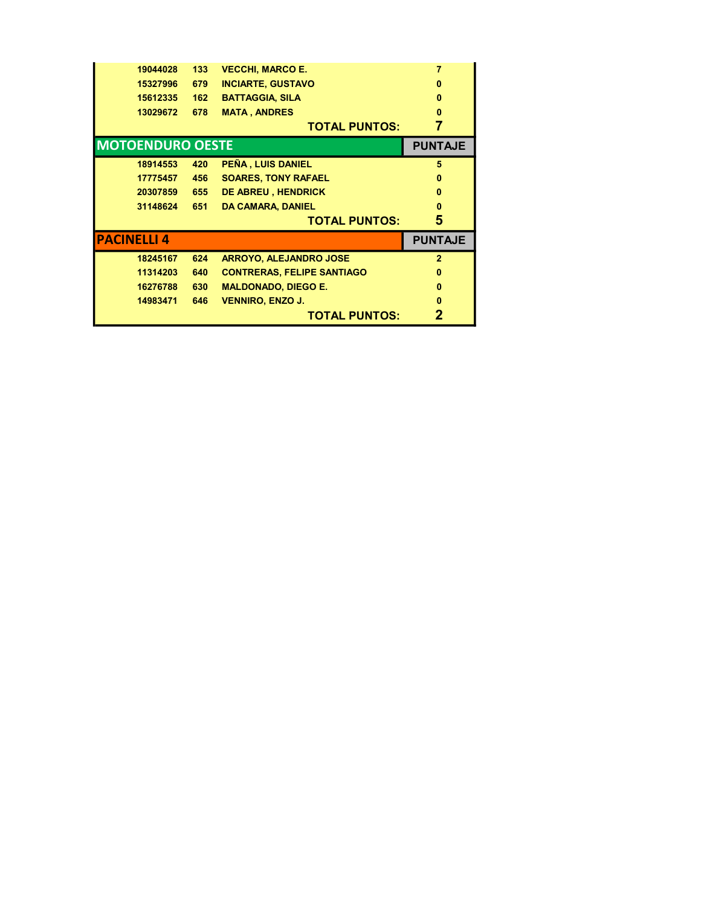| | | | |
|---|---|---|---|
| 19044028 | 133 | VECCHI, MARCO E. | 7 |
| 15327996 | 679 | INCIARTE, GUSTAVO | 0 |
| 15612335 | 162 | BATTAGGIA, SILA | 0 |
| 13029672 | 678 | MATA , ANDRES | 0 |
| | | **TOTAL PUNTOS:** | **7** |

| MOTOENDURO OESTE | | | PUNTAJE |
|---|---|---|---|
| 18914553 | 420 | PEÑA , LUIS DANIEL | 5 |
| 17775457 | 456 | SOARES, TONY RAFAEL | 0 |
| 20307859 | 655 | DE ABREU , HENDRICK | 0 |
| 31148624 | 651 | DA CAMARA, DANIEL | 0 |
| | | **TOTAL PUNTOS:** | **5** |

| PACINELLI 4 | | | PUNTAJE |
|---|---|---|---|
| 18245167 | 624 | ARROYO, ALEJANDRO JOSE | 2 |
| 11314203 | 640 | CONTRERAS, FELIPE SANTIAGO | 0 |
| 16276788 | 630 | MALDONADO, DIEGO E. | 0 |
| 14983471 | 646 | VENNIRO, ENZO J. | 0 |
| | | **TOTAL PUNTOS:** | **2** |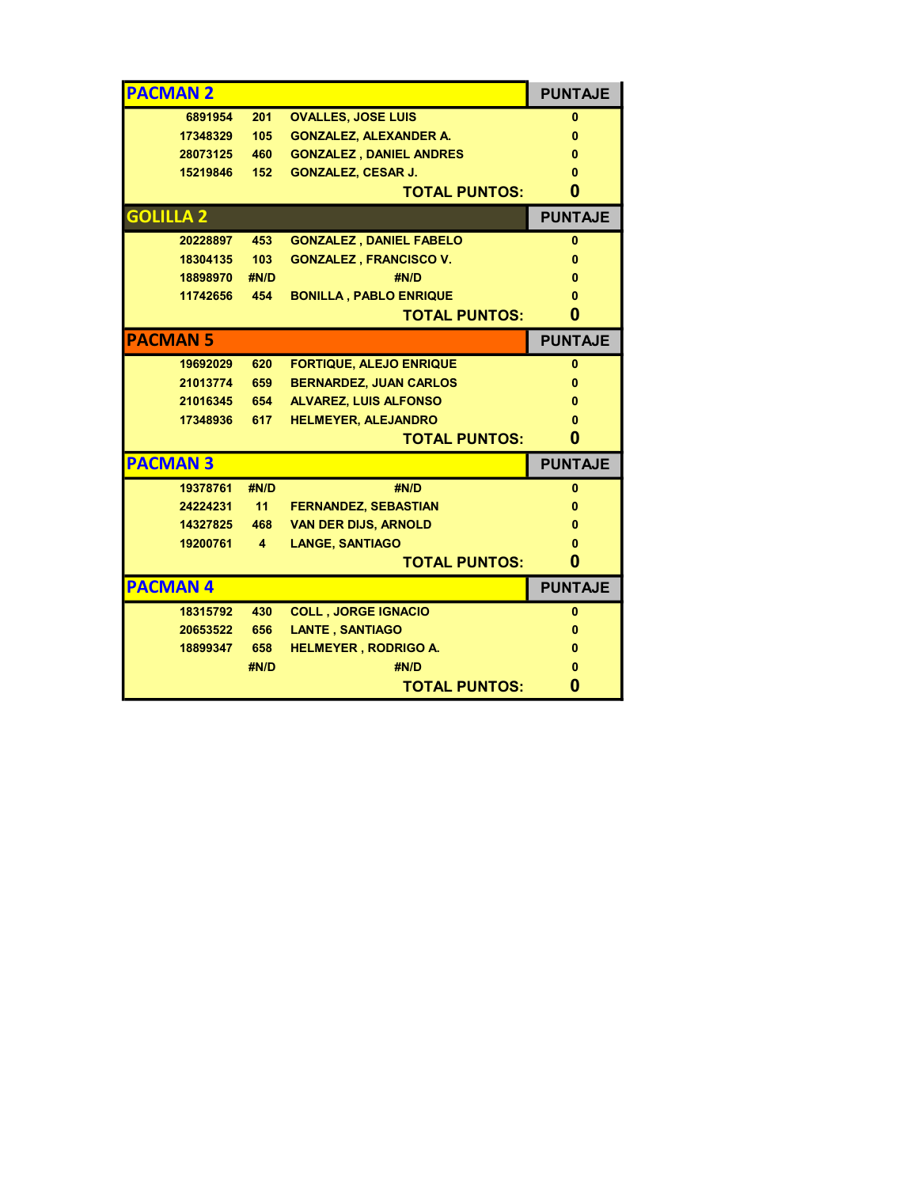| PACMAN 2 | | | PUNTAJE |
|---|---|---|---|
| 6891954 | 201 | OVALLES, JOSE LUIS | 0 |
| 17348329 | 105 | GONZALEZ, ALEXANDER A. | 0 |
| 28073125 | 460 | GONZALEZ , DANIEL ANDRES | 0 |
| 15219846 | 152 | GONZALEZ, CESAR J. | 0 |
| | | TOTAL PUNTOS: | 0 |

| GOLILLA 2 | | | PUNTAJE |
|---|---|---|---|
| 20228897 | 453 | GONZALEZ , DANIEL FABELO | 0 |
| 18304135 | 103 | GONZALEZ , FRANCISCO V. | 0 |
| 18898970 | #N/D | #N/D | 0 |
| 11742656 | 454 | BONILLA , PABLO ENRIQUE | 0 |
| | | TOTAL PUNTOS: | 0 |

| PACMAN 5 | | | PUNTAJE |
|---|---|---|---|
| 19692029 | 620 | FORTIQUE, ALEJO ENRIQUE | 0 |
| 21013774 | 659 | BERNARDEZ, JUAN CARLOS | 0 |
| 21016345 | 654 | ALVAREZ, LUIS ALFONSO | 0 |
| 17348936 | 617 | HELMEYER, ALEJANDRO | 0 |
| | | TOTAL PUNTOS: | 0 |

| PACMAN 3 | | | PUNTAJE |
|---|---|---|---|
| 19378761 | #N/D | #N/D | 0 |
| 24224231 | 11 | FERNANDEZ, SEBASTIAN | 0 |
| 14327825 | 468 | VAN DER DIJS, ARNOLD | 0 |
| 19200761 | 4 | LANGE, SANTIAGO | 0 |
| | | TOTAL PUNTOS: | 0 |

| PACMAN 4 | | | PUNTAJE |
|---|---|---|---|
| 18315792 | 430 | COLL , JORGE IGNACIO | 0 |
| 20653522 | 656 | LANTE , SANTIAGO | 0 |
| 18899347 | 658 | HELMEYER , RODRIGO A. | 0 |
| | #N/D | #N/D | 0 |
| | | TOTAL PUNTOS: | 0 |